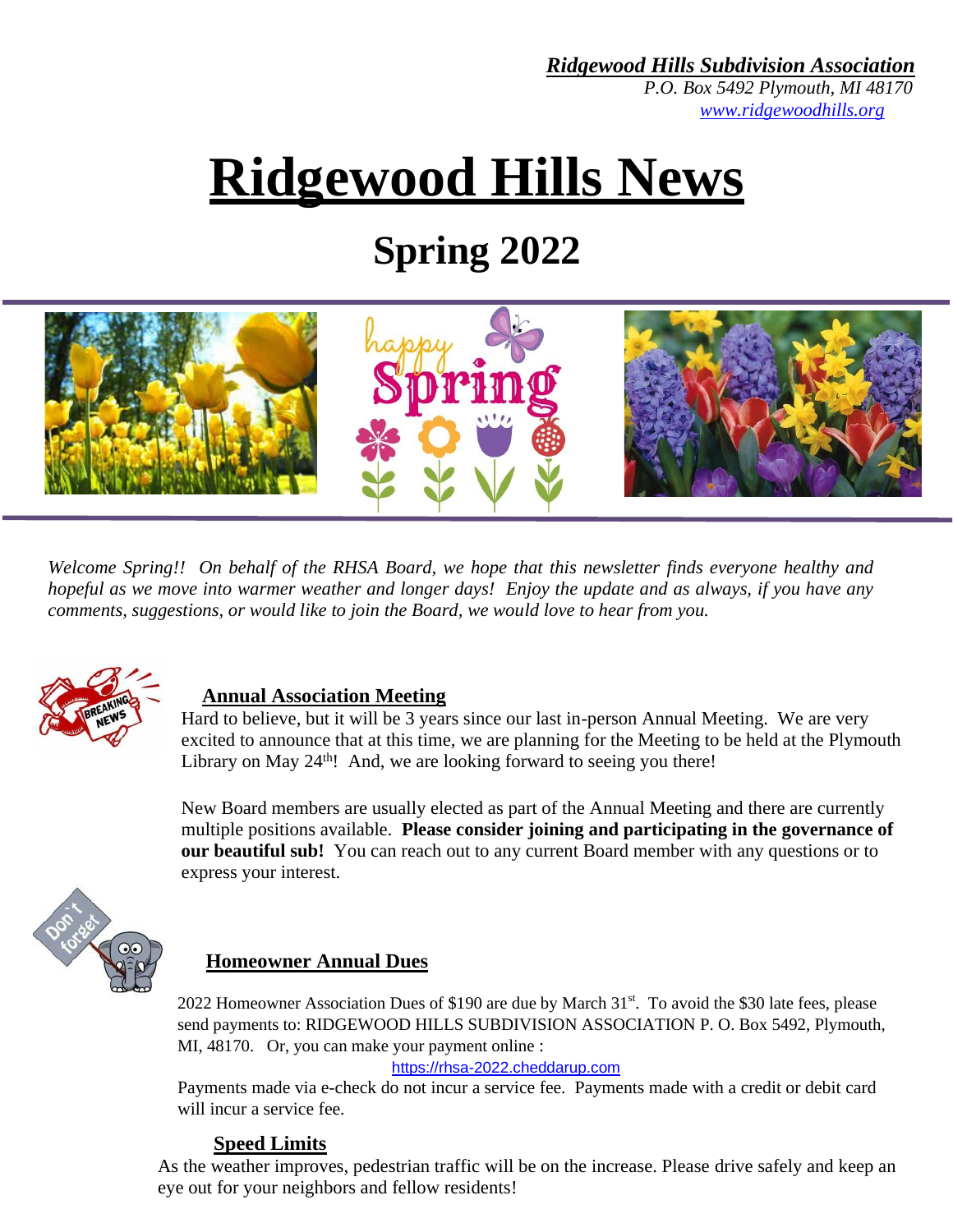***Ridgewood Hills Subdivision Association***
*P.O. Box 5492 Plymouth, MI 48170*
*www.ridgewoodhills.org*

# Ridgewood Hills News

## Spring 2022

*Welcome Spring!! On behalf of the RHSA Board, we hope that this newsletter finds everyone healthy and hopeful as we move into warmer weather and longer days! Enjoy the update and as always, if you have any comments, suggestions, or would like to join the Board, we would love to hear from you.*

### Annual Association Meeting

Hard to believe, but it will be 3 years since our last in-person Annual Meeting. We are very excited to announce that at this time, we are planning for the Meeting to be held at the Plymouth Library on May 24th! And, we are looking forward to seeing you there!

New Board members are usually elected as part of the Annual Meeting and there are currently multiple positions available. **Please consider joining and participating in the governance of our beautiful sub!** You can reach out to any current Board member with any questions or to express your interest.

### Homeowner Annual Dues

2022 Homeowner Association Dues of $190 are due by March 31st. To avoid the $30 late fees, please send payments to: RIDGEWOOD HILLS SUBDIVISION ASSOCIATION P. O. Box 5492, Plymouth, MI, 48170. Or, you can make your payment online :

https://rhsa-2022.cheddarup.com

Payments made via e-check do not incur a service fee. Payments made with a credit or debit card will incur a service fee.

### Speed Limits

As the weather improves, pedestrian traffic will be on the increase. Please drive safely and keep an eye out for your neighbors and fellow residents!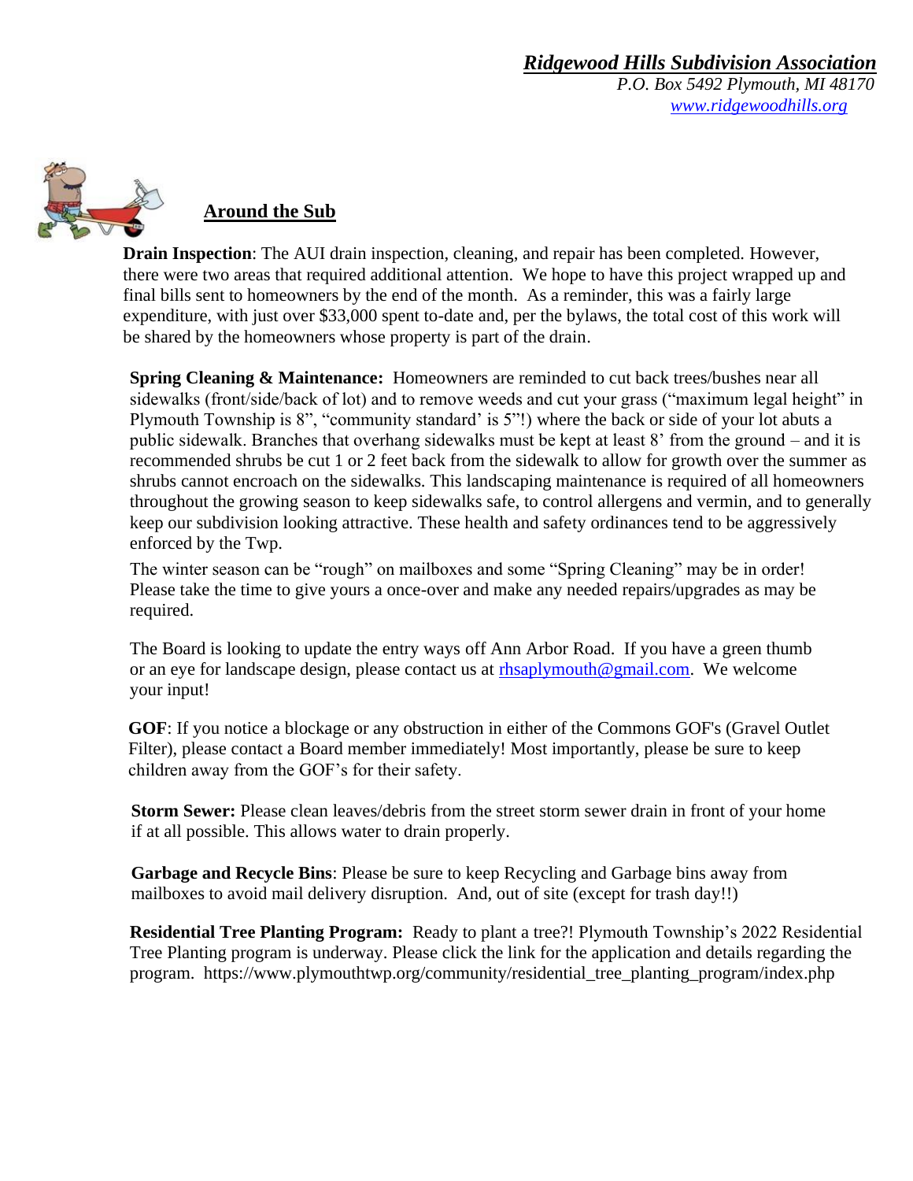***Ridgewood Hills Subdivision Association***
*P.O. Box 5492 Plymouth, MI 48170*
*www.ridgewoodhills.org*

## Around the Sub

**Drain Inspection**: The AUI drain inspection, cleaning, and repair has been completed. However, there were two areas that required additional attention. We hope to have this project wrapped up and final bills sent to homeowners by the end of the month. As a reminder, this was a fairly large expenditure, with just over $33,000 spent to-date and, per the bylaws, the total cost of this work will be shared by the homeowners whose property is part of the drain.

**Spring Cleaning & Maintenance:** Homeowners are reminded to cut back trees/bushes near all sidewalks (front/side/back of lot) and to remove weeds and cut your grass ("maximum legal height" in Plymouth Township is 8", "community standard' is 5"!) where the back or side of your lot abuts a public sidewalk. Branches that overhang sidewalks must be kept at least 8' from the ground – and it is recommended shrubs be cut 1 or 2 feet back from the sidewalk to allow for growth over the summer as shrubs cannot encroach on the sidewalks. This landscaping maintenance is required of all homeowners throughout the growing season to keep sidewalks safe, to control allergens and vermin, and to generally keep our subdivision looking attractive. These health and safety ordinances tend to be aggressively enforced by the Twp.

The winter season can be "rough" on mailboxes and some "Spring Cleaning" may be in order! Please take the time to give yours a once-over and make any needed repairs/upgrades as may be required.

The Board is looking to update the entry ways off Ann Arbor Road. If you have a green thumb or an eye for landscape design, please contact us at rhsaplymouth@gmail.com. We welcome your input!

**GOF**: If you notice a blockage or any obstruction in either of the Commons GOF's (Gravel Outlet Filter), please contact a Board member immediately! Most importantly, please be sure to keep children away from the GOF's for their safety.

**Storm Sewer:** Please clean leaves/debris from the street storm sewer drain in front of your home if at all possible. This allows water to drain properly.

**Garbage and Recycle Bins**: Please be sure to keep Recycling and Garbage bins away from mailboxes to avoid mail delivery disruption. And, out of site (except for trash day!!)

**Residential Tree Planting Program:** Ready to plant a tree?! Plymouth Township's 2022 Residential Tree Planting program is underway. Please click the link for the application and details regarding the program. https://www.plymouthtwp.org/community/residential_tree_planting_program/index.php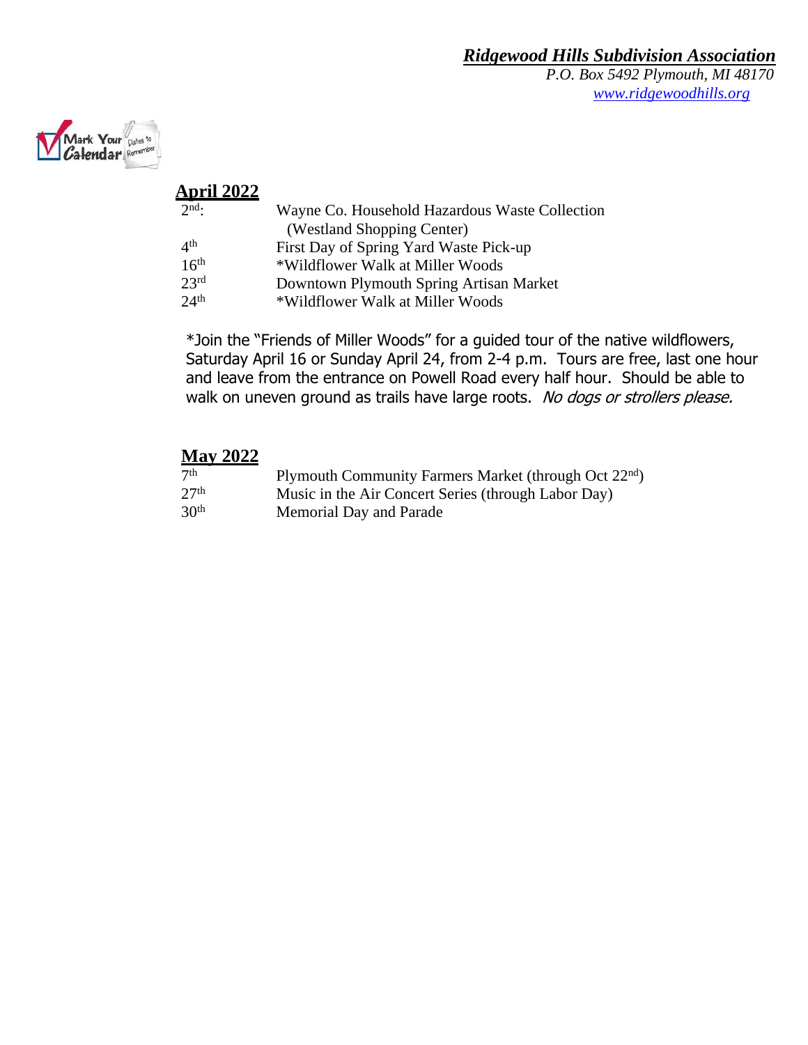***Ridgewood Hills Subdivision Association***
*P.O. Box 5492 Plymouth, MI 48170*
*www.ridgewoodhills.org*

Mark Your Calendar — Dates to Remember

## April 2022

| | |
|---|---|
| 2nd: | Wayne Co. Household Hazardous Waste Collection (Westland Shopping Center) |
| 4th | First Day of Spring Yard Waste Pick-up |
| 16th | *Wildflower Walk at Miller Woods |
| 23rd | Downtown Plymouth Spring Artisan Market |
| 24th | *Wildflower Walk at Miller Woods |

*Join the "Friends of Miller Woods" for a guided tour of the native wildflowers, Saturday April 16 or Sunday April 24, from 2-4 p.m. Tours are free, last one hour and leave from the entrance on Powell Road every half hour. Should be able to walk on uneven ground as trails have large roots. *No dogs or strollers please.*

## May 2022

| | |
|---|---|
| 7th | Plymouth Community Farmers Market (through Oct 22nd) |
| 27th | Music in the Air Concert Series (through Labor Day) |
| 30th | Memorial Day and Parade |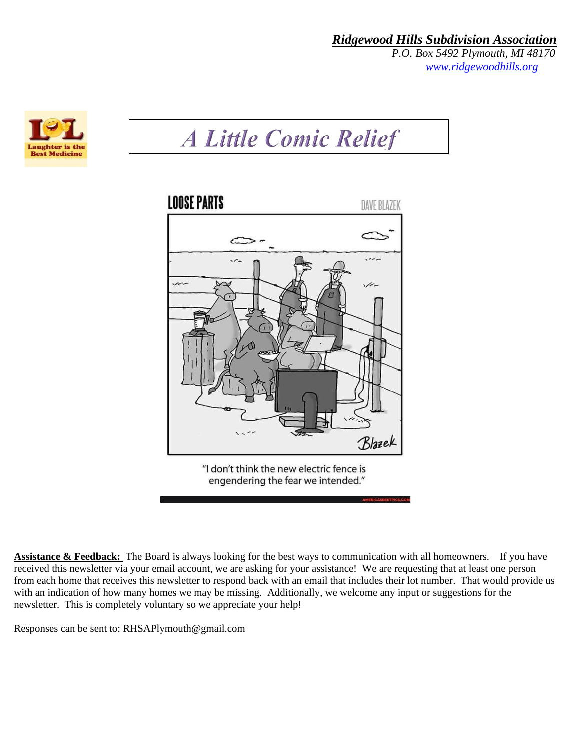***Ridgewood Hills Subdivision Association***

*P.O. Box 5492 Plymouth, MI 48170*

*www.ridgewoodhills.org*

# *A Little Comic Relief*

"I don't think the new electric fence is engendering the fear we intended."

**Assistance & Feedback:** The Board is always looking for the best ways to communication with all homeowners. If you have received this newsletter via your email account, we are asking for your assistance! We are requesting that at least one person from each home that receives this newsletter to respond back with an email that includes their lot number. That would provide us with an indication of how many homes we may be missing. Additionally, we welcome any input or suggestions for the newsletter. This is completely voluntary so we appreciate your help!

Responses can be sent to: RHSAPlymouth@gmail.com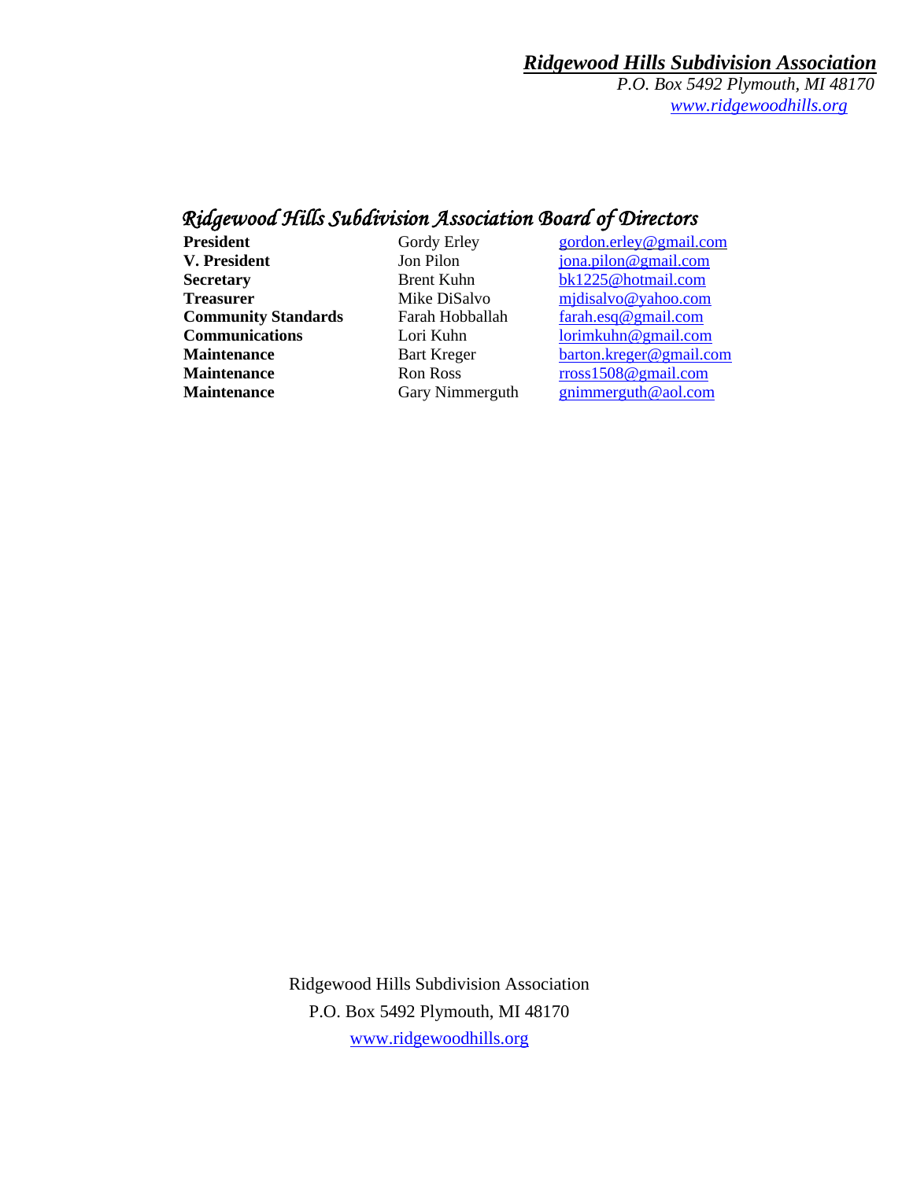## Ridgewood Hills Subdivision Association Board of Directors

| | | |
|---|---|---|
| **President** | Gordy Erley | gordon.erley@gmail.com |
| **V. President** | Jon Pilon | jona.pilon@gmail.com |
| **Secretary** | Brent Kuhn | bk1225@hotmail.com |
| **Treasurer** | Mike DiSalvo | mjdisalvo@yahoo.com |
| **Community Standards** | Farah Hobballah | farah.esq@gmail.com |
| **Communications** | Lori Kuhn | lorimkuhn@gmail.com |
| **Maintenance** | Bart Kreger | barton.kreger@gmail.com |
| **Maintenance** | Ron Ross | rross1508@gmail.com |
| **Maintenance** | Gary Nimmerguth | gnimmerguth@aol.com |